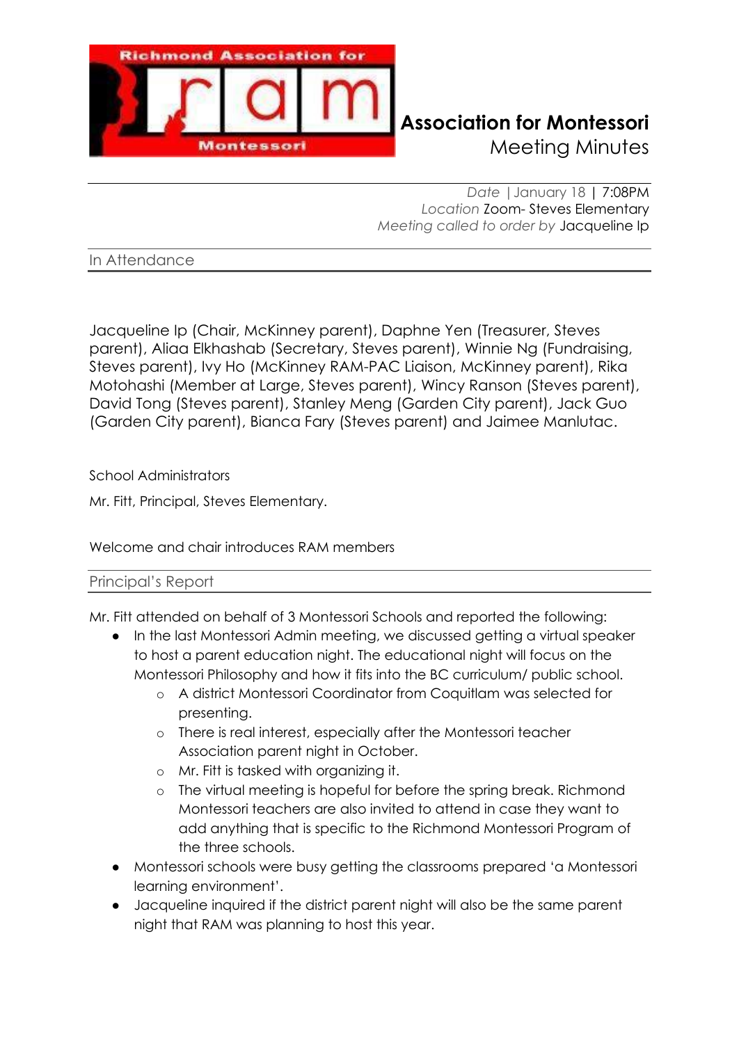# Association for Montessori Meeting Minutes

*Date* | January 18 | 7:08PM
*Location* Zoom- Steves Elementary
*Meeting called to order by* Jacqueline Ip

## In Attendance

Jacqueline Ip (Chair, McKinney parent), Daphne Yen (Treasurer, Steves parent), Aliaa Elkhashab (Secretary, Steves parent), Winnie Ng (Fundraising, Steves parent), Ivy Ho (McKinney RAM-PAC Liaison, McKinney parent), Rika Motohashi (Member at Large, Steves parent), Wincy Ranson (Steves parent), David Tong (Steves parent), Stanley Meng (Garden City parent), Jack Guo (Garden City parent), Bianca Fary (Steves parent) and Jaimee Manlutac.

School Administrators

Mr. Fitt, Principal, Steves Elementary.

Welcome and chair introduces RAM members

## Principal's Report

Mr. Fitt attended on behalf of 3 Montessori Schools and reported the following:

- In the last Montessori Admin meeting, we discussed getting a virtual speaker to host a parent education night. The educational night will focus on the Montessori Philosophy and how it fits into the BC curriculum/ public school.
  - A district Montessori Coordinator from Coquitlam was selected for presenting.
  - There is real interest, especially after the Montessori teacher Association parent night in October.
  - Mr. Fitt is tasked with organizing it.
  - The virtual meeting is hopeful for before the spring break. Richmond Montessori teachers are also invited to attend in case they want to add anything that is specific to the Richmond Montessori Program of the three schools.
- Montessori schools were busy getting the classrooms prepared 'a Montessori learning environment'.
- Jacqueline inquired if the district parent night will also be the same parent night that RAM was planning to host this year.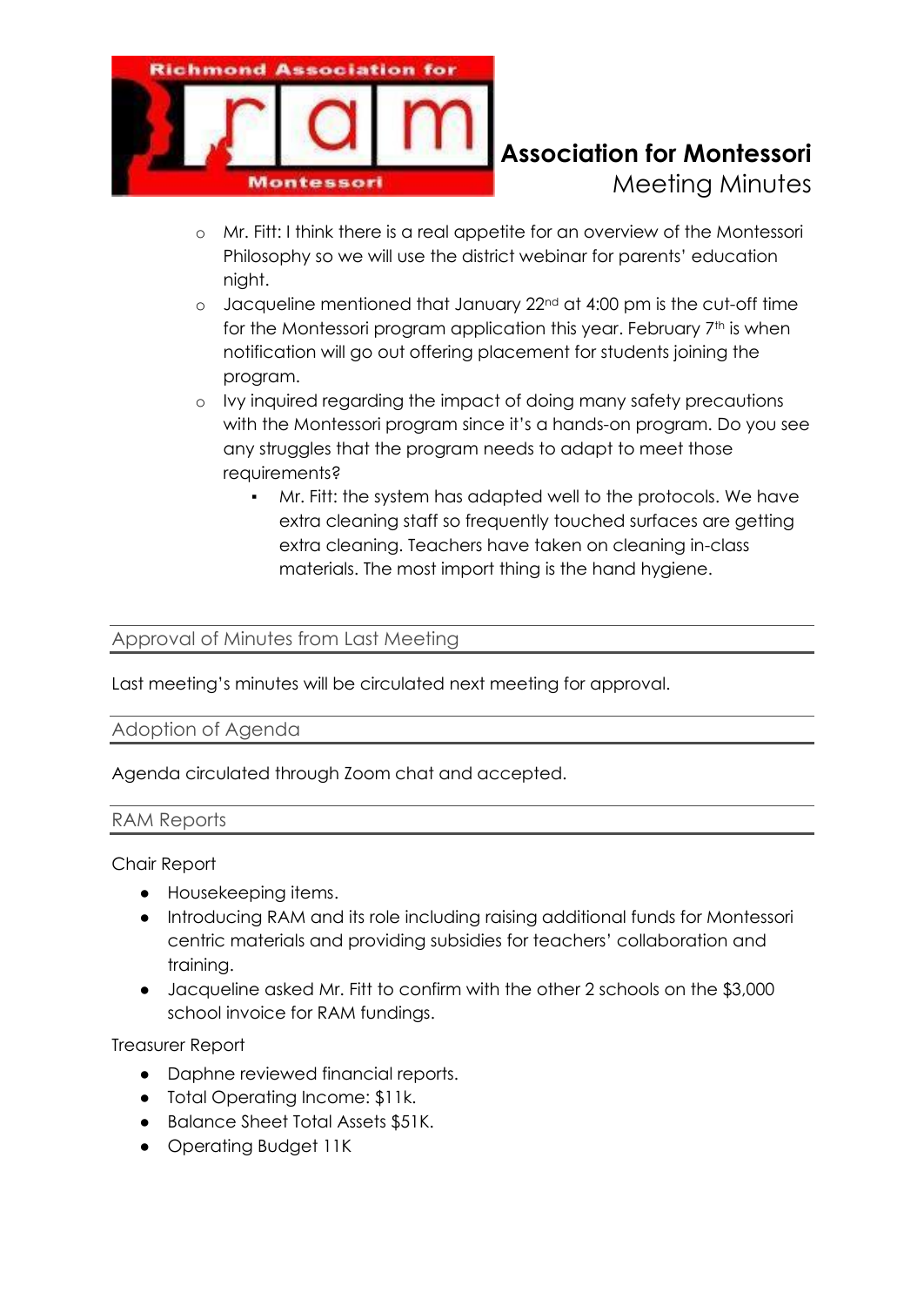- Mr. Fitt: I think there is a real appetite for an overview of the Montessori Philosophy so we will use the district webinar for parents' education night.
- Jacqueline mentioned that January 22nd at 4:00 pm is the cut-off time for the Montessori program application this year. February 7th is when notification will go out offering placement for students joining the program.
- Ivy inquired regarding the impact of doing many safety precautions with the Montessori program since it's a hands-on program. Do you see any struggles that the program needs to adapt to meet those requirements?
  - Mr. Fitt: the system has adapted well to the protocols. We have extra cleaning staff so frequently touched surfaces are getting extra cleaning. Teachers have taken on cleaning in-class materials. The most import thing is the hand hygiene.

## Approval of Minutes from Last Meeting

Last meeting's minutes will be circulated next meeting for approval.

## Adoption of Agenda

Agenda circulated through Zoom chat and accepted.

## RAM Reports

Chair Report

- Housekeeping items.
- Introducing RAM and its role including raising additional funds for Montessori centric materials and providing subsidies for teachers' collaboration and training.
- Jacqueline asked Mr. Fitt to confirm with the other 2 schools on the $3,000 school invoice for RAM fundings.

Treasurer Report

- Daphne reviewed financial reports.
- Total Operating Income: $11k.
- Balance Sheet Total Assets $51K.
- Operating Budget 11K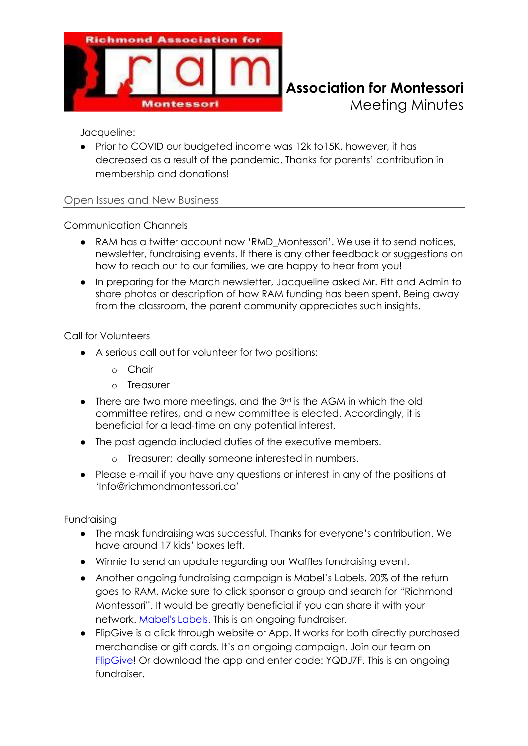Jacqueline:

- Prior to COVID our budgeted income was 12k to15K, however, it has decreased as a result of the pandemic. Thanks for parents' contribution in membership and donations!

## Open Issues and New Business

Communication Channels

- RAM has a twitter account now 'RMD_Montessori'. We use it to send notices, newsletter, fundraising events. If there is any other feedback or suggestions on how to reach out to our families, we are happy to hear from you!
- In preparing for the March newsletter, Jacqueline asked Mr. Fitt and Admin to share photos or description of how RAM funding has been spent. Being away from the classroom, the parent community appreciates such insights.

Call for Volunteers

- A serious call out for volunteer for two positions:
  - Chair
  - Treasurer
- There are two more meetings, and the 3rd is the AGM in which the old committee retires, and a new committee is elected. Accordingly, it is beneficial for a lead-time on any potential interest.
- The past agenda included duties of the executive members.
  - Treasurer: ideally someone interested in numbers.
- Please e-mail if you have any questions or interest in any of the positions at 'Info@richmondmontessori.ca'

Fundraising

- The mask fundraising was successful. Thanks for everyone's contribution. We have around 17 kids' boxes left.
- Winnie to send an update regarding our Waffles fundraising event.
- Another ongoing fundraising campaign is Mabel's Labels. 20% of the return goes to RAM. Make sure to click sponsor a group and search for "Richmond Montessori". It would be greatly beneficial if you can share it with your network. Mabel's Labels. This is an ongoing fundraiser.
- FlipGive is a click through website or App. It works for both directly purchased merchandise or gift cards. It's an ongoing campaign. Join our team on FlipGive! Or download the app and enter code: YQDJ7F. This is an ongoing fundraiser.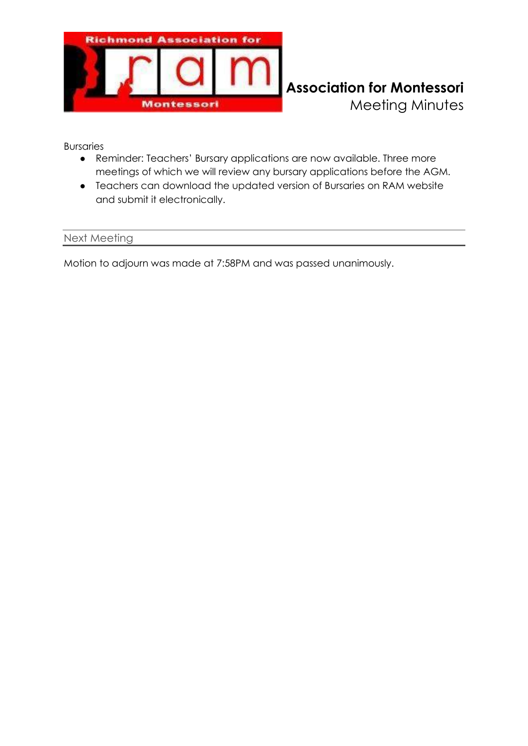Bursaries

- Reminder: Teachers' Bursary applications are now available. Three more meetings of which we will review any bursary applications before the AGM.
- Teachers can download the updated version of Bursaries on RAM website and submit it electronically.

## Next Meeting

Motion to adjourn was made at 7:58PM and was passed unanimously.